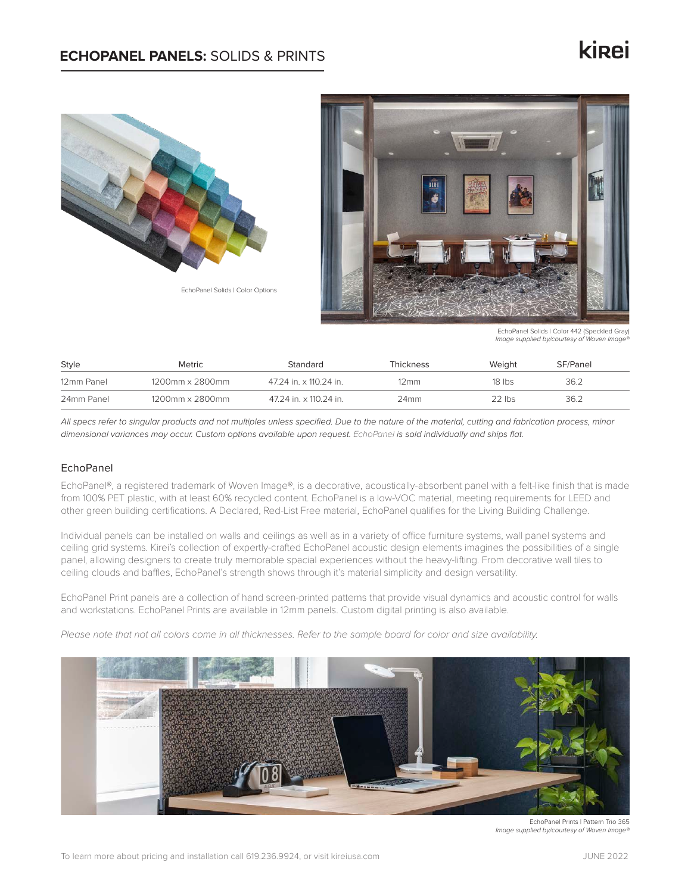# ECHOPANEL PANELS: SOLIDS & PRINTS

EchoPanel Solids | Color Options

EchoPanel Solids | Color 442 (Speckled Gray)
*Image supplied by/courtesy of Woven Image®*

| Style | Metric | Standard | Thickness | Weight | SF/Panel |
|---|---|---|---|---|---|
| 12mm Panel | 1200mm x 2800mm | 47.24 in. x 110.24 in. | 12mm | 18 lbs | 36.2 |
| 24mm Panel | 1200mm x 2800mm | 47.24 in. x 110.24 in. | 24mm | 22 lbs | 36.2 |

*All specs refer to singular products and not multiples unless specified. Due to the nature of the material, cutting and fabrication process, minor dimensional variances may occur. Custom options available upon request. EchoPanel is sold individually and ships flat.*

## EchoPanel

EchoPanel®, a registered trademark of Woven Image®, is a decorative, acoustically-absorbent panel with a felt-like finish that is made from 100% PET plastic, with at least 60% recycled content. EchoPanel is a low-VOC material, meeting requirements for LEED and other green building certifications. A Declared, Red-List Free material, EchoPanel qualifies for the Living Building Challenge.

Individual panels can be installed on walls and ceilings as well as in a variety of office furniture systems, wall panel systems and ceiling grid systems. Kirei's collection of expertly-crafted EchoPanel acoustic design elements imagines the possibilities of a single panel, allowing designers to create truly memorable spacial experiences without the heavy-lifting. From decorative wall tiles to ceiling clouds and baffles, EchoPanel's strength shows through it's material simplicity and design versatility.

EchoPanel Print panels are a collection of hand screen-printed patterns that provide visual dynamics and acoustic control for walls and workstations. EchoPanel Prints are available in 12mm panels. Custom digital printing is also available.

*Please note that not all colors come in all thicknesses. Refer to the sample board for color and size availability.*

EchoPanel Prints | Pattern Trio 365
*Image supplied by/courtesy of Woven Image®*

To learn more about pricing and installation call 619.236.9924, or visit kireiusa.com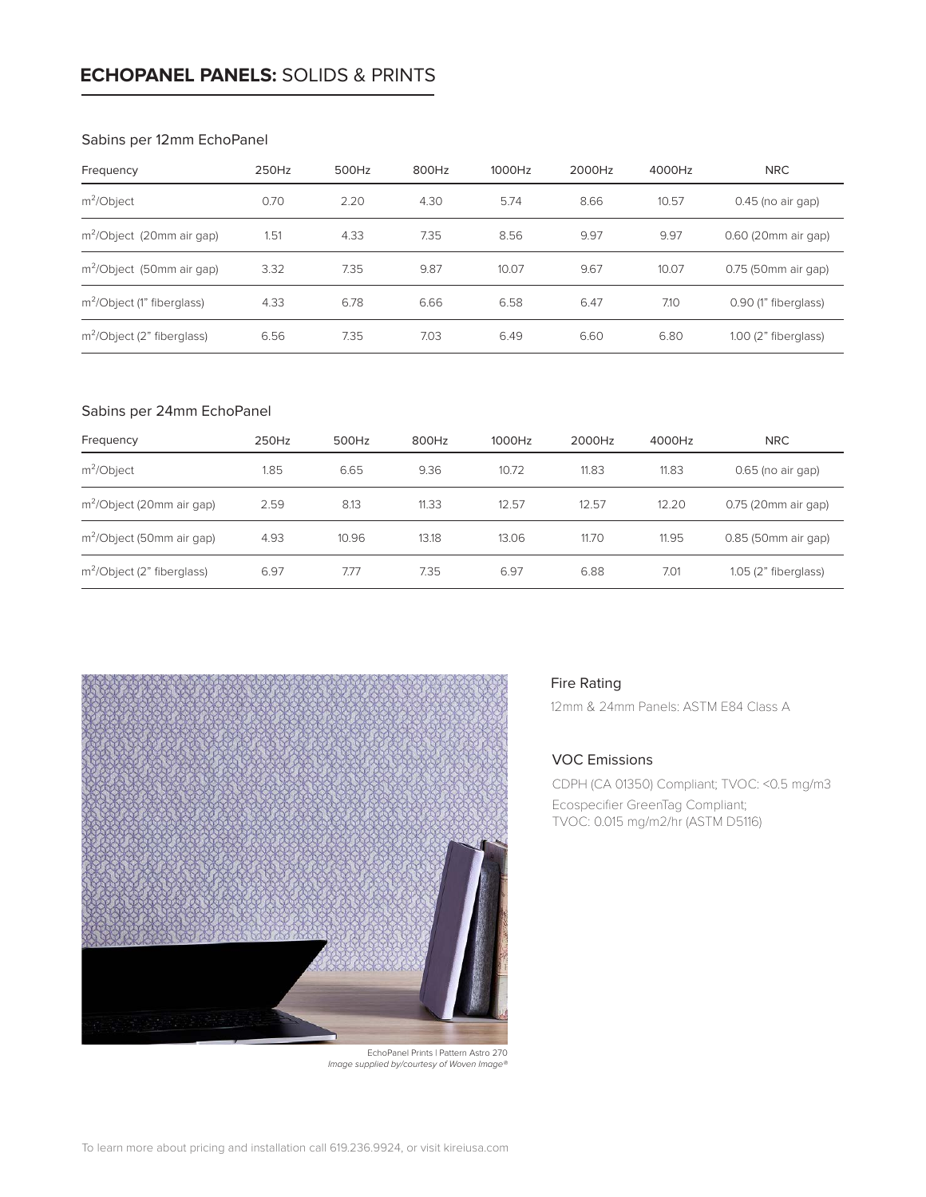## **ECHOPANEL PANELS:** SOLIDS & PRINTS

Sabins per 12mm EchoPanel

| Frequency | 250Hz | 500Hz | 800Hz | 1000Hz | 2000Hz | 4000Hz | NRC |
|---|---|---|---|---|---|---|---|
| $m^2$/Object | 0.70 | 2.20 | 4.30 | 5.74 | 8.66 | 10.57 | 0.45 (no air gap) |
| $m^2$/Object (20mm air gap) | 1.51 | 4.33 | 7.35 | 8.56 | 9.97 | 9.97 | 0.60 (20mm air gap) |
| $m^2$/Object (50mm air gap) | 3.32 | 7.35 | 9.87 | 10.07 | 9.67 | 10.07 | 0.75 (50mm air gap) |
| $m^2$/Object (1" fiberglass) | 4.33 | 6.78 | 6.66 | 6.58 | 6.47 | 7.10 | 0.90 (1" fiberglass) |
| $m^2$/Object (2" fiberglass) | 6.56 | 7.35 | 7.03 | 6.49 | 6.60 | 6.80 | 1.00 (2" fiberglass) |

Sabins per 24mm EchoPanel

| Frequency | 250Hz | 500Hz | 800Hz | 1000Hz | 2000Hz | 4000Hz | NRC |
|---|---|---|---|---|---|---|---|
| $m^2$/Object | 1.85 | 6.65 | 9.36 | 10.72 | 11.83 | 11.83 | 0.65 (no air gap) |
| $m^2$/Object (20mm air gap) | 2.59 | 8.13 | 11.33 | 12.57 | 12.57 | 12.20 | 0.75 (20mm air gap) |
| $m^2$/Object (50mm air gap) | 4.93 | 10.96 | 13.18 | 13.06 | 11.70 | 11.95 | 0.85 (50mm air gap) |
| $m^2$/Object (2" fiberglass) | 6.97 | 7.77 | 7.35 | 6.97 | 6.88 | 7.01 | 1.05 (2" fiberglass) |

EchoPanel Prints | Pattern Astro 270
*Image supplied by/courtesy of Woven Image®*

Fire Rating

12mm & 24mm Panels: ASTM E84 Class A

VOC Emissions

CDPH (CA 01350) Compliant; TVOC: <0.5 mg/m3
Ecospecifier GreenTag Compliant;
TVOC: 0.015 mg/m2/hr (ASTM D5116)

To learn more about pricing and installation call 619.236.9924, or visit kireiusa.com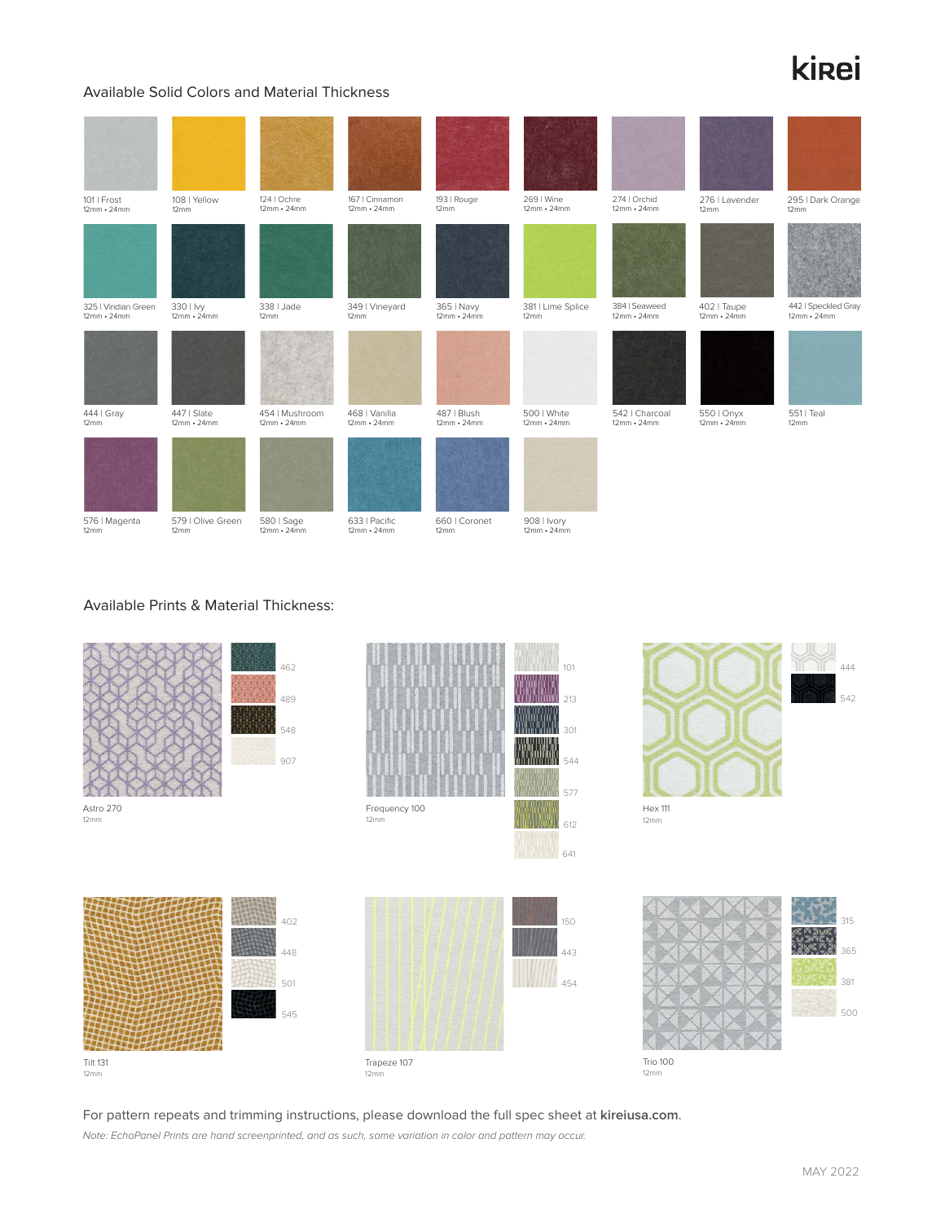kirei

## Available Solid Colors and Material Thickness

| Color | Thickness |
|---|---|
| 101 \| Frost | 12mm • 24mm |
| 108 \| Yellow | 12mm |
| 124 \| Ochre | 12mm • 24mm |
| 167 \| Cinnamon | 12mm • 24mm |
| 193 \| Rouge | 12mm |
| 269 \| Wine | 12mm • 24mm |
| 274 \| Orchid | 12mm • 24mm |
| 276 \| Lavender | 12mm |
| 295 \| Dark Orange | 12mm |
| 325 \| Viridian Green | 12mm • 24mm |
| 330 \| Ivy | 12mm • 24mm |
| 338 \| Jade | 12mm |
| 349 \| Vineyard | 12mm |
| 365 \| Navy | 12mm • 24mm |
| 381 \| Lime Splice | 12mm |
| 384 \| Seaweed | 12mm • 24mm |
| 402 \| Taupe | 12mm • 24mm |
| 442 \| Speckled Gray | 12mm • 24mm |
| 444 \| Gray | 12mm |
| 447 \| Slate | 12mm • 24mm |
| 454 \| Mushroom | 12mm • 24mm |
| 468 \| Vanilla | 12mm • 24mm |
| 487 \| Blush | 12mm • 24mm |
| 500 \| White | 12mm • 24mm |
| 542 \| Charcoal | 12mm • 24mm |
| 550 \| Onyx | 12mm • 24mm |
| 551 \| Teal | 12mm |
| 576 \| Magenta | 12mm |
| 579 \| Olive Green | 12mm |
| 580 \| Sage | 12mm • 24mm |
| 633 \| Pacific | 12mm • 24mm |
| 660 \| Coronet | 12mm |
| 908 \| Ivory | 12mm • 24mm |

## Available Prints & Material Thickness:

| Print | Thickness | Colors |
|---|---|---|
| Astro 270 | 12mm | 462, 489, 548, 907 |
| Frequency 100 | 12mm | 101, 213, 301, 544, 577, 612, 641 |
| Hex 111 | 12mm | 444, 542 |
| Tilt 131 | 12mm | 402, 448, 501, 545 |
| Trapeze 107 | 12mm | 150, 443, 454 |
| Trio 100 | 12mm | 315, 365, 381, 500 |

For pattern repeats and trimming instructions, please download the full spec sheet at **kireiusa.com**.

*Note: EchoPanel Prints are hand screenprinted, and as such, some variation in color and pattern may occur.*

MAY 2022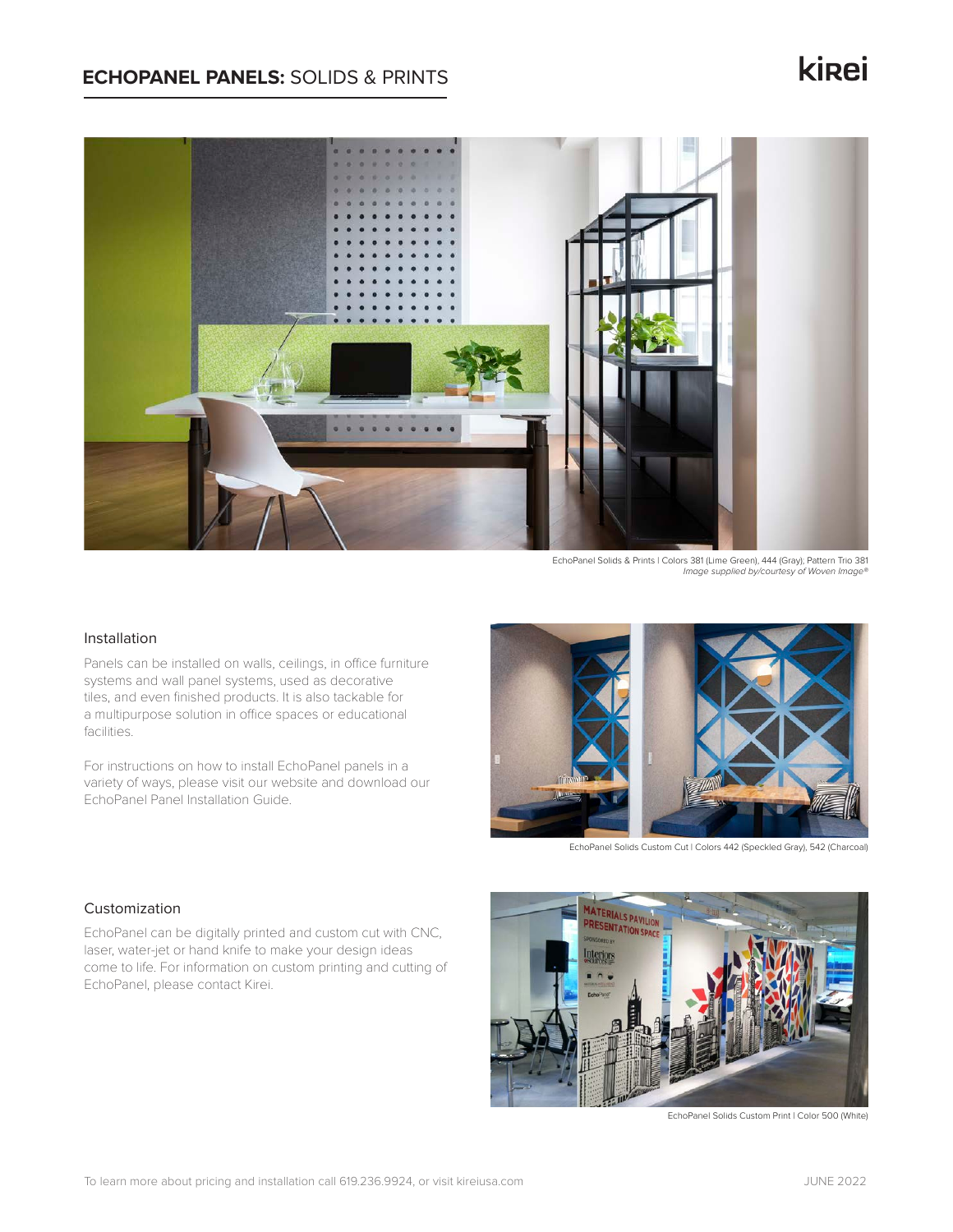# ECHOPANEL PANELS: SOLIDS & PRINTS

EchoPanel Solids & Prints | Colors 381 (Lime Green), 444 (Gray); Pattern Trio 381
*Image supplied by/courtesy of Woven Image®*

## Installation

Panels can be installed on walls, ceilings, in office furniture systems and wall panel systems, used as decorative tiles, and even finished products. It is also tackable for a multipurpose solution in office spaces or educational facilities.

For instructions on how to install EchoPanel panels in a variety of ways, please visit our website and download our EchoPanel Panel Installation Guide.

EchoPanel Solids Custom Cut | Colors 442 (Speckled Gray), 542 (Charcoal)

## Customization

EchoPanel can be digitally printed and custom cut with CNC, laser, water-jet or hand knife to make your design ideas come to life. For information on custom printing and cutting of EchoPanel, please contact Kirei.

EchoPanel Solids Custom Print | Color 500 (White)

To learn more about pricing and installation call 619.236.9924, or visit kireiusa.com

JUNE 2022